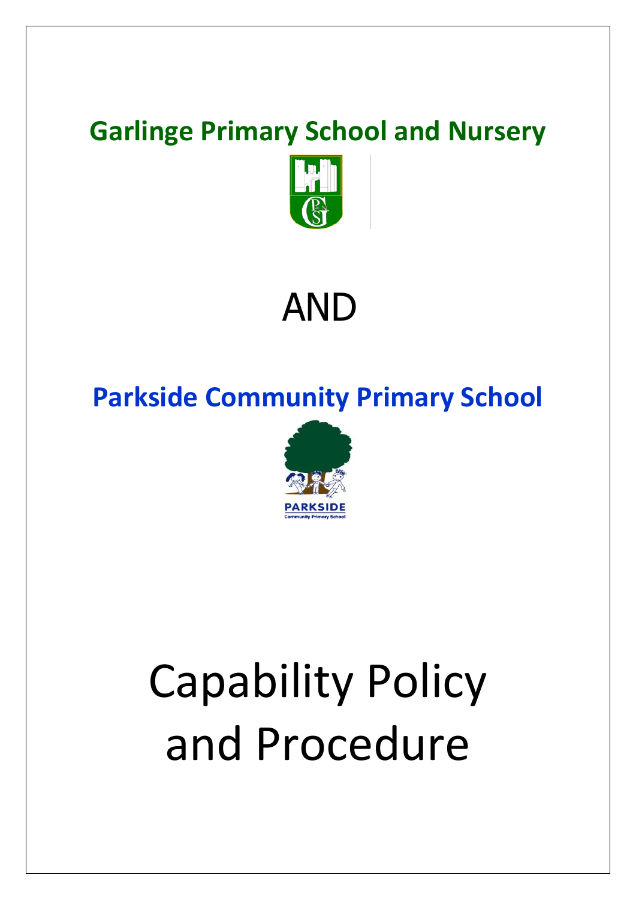# Garlinge Primary School and Nursery

AND

# Parkside Community Primary School

PARKSIDE
Community Primary School

# Capability Policy and Procedure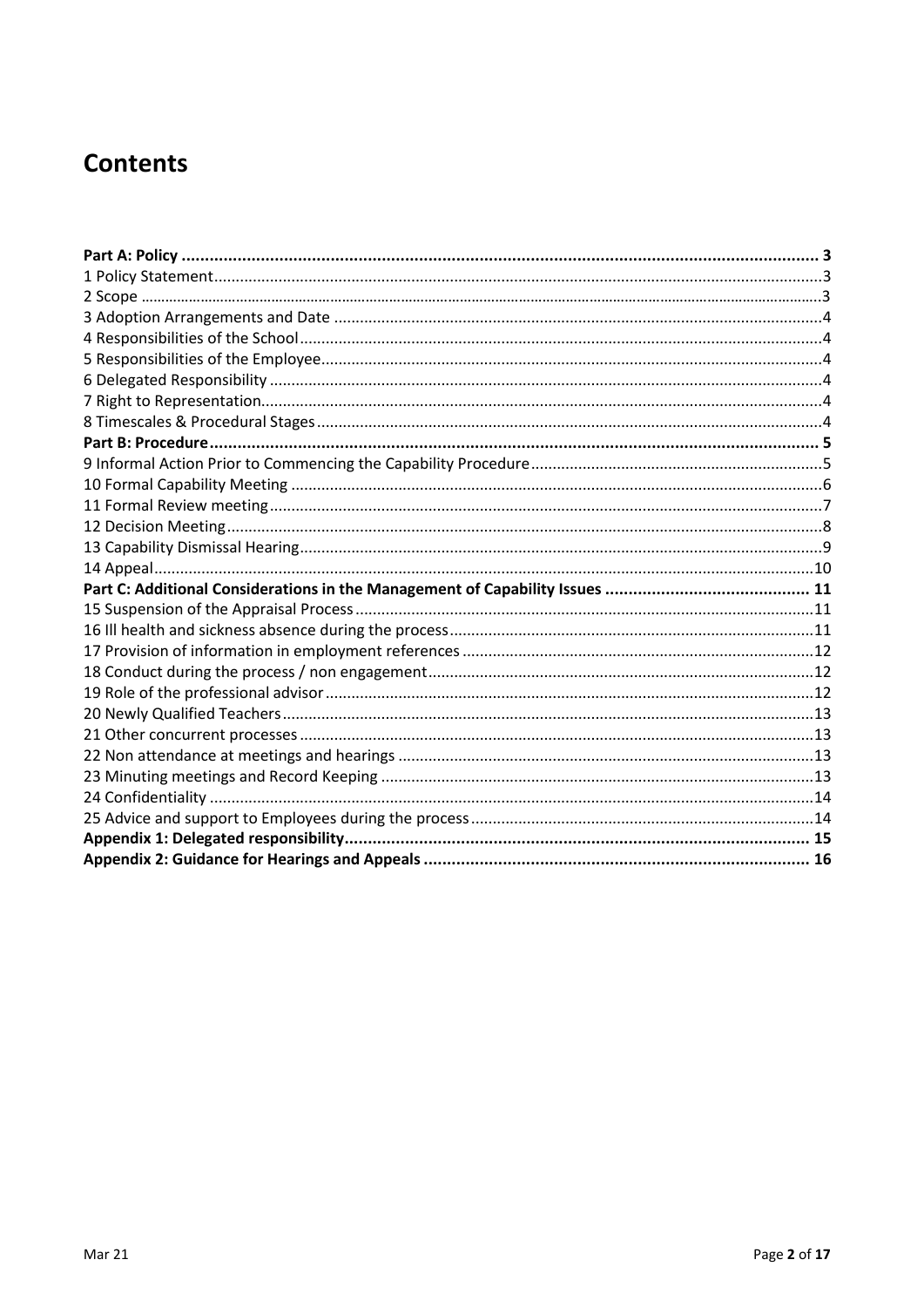# Contents

**Part A: Policy** ........ **3**
1 Policy Statement ........ 3
2 Scope ........ 3
3 Adoption Arrangements and Date ........ 4
4 Responsibilities of the School ........ 4
5 Responsibilities of the Employee ........ 4
6 Delegated Responsibility ........ 4
7 Right to Representation ........ 4
8 Timescales & Procedural Stages ........ 4
**Part B: Procedure** ........ **5**
9 Informal Action Prior to Commencing the Capability Procedure ........ 5
10 Formal Capability Meeting ........ 6
11 Formal Review meeting ........ 7
12 Decision Meeting ........ 8
13 Capability Dismissal Hearing ........ 9
14 Appeal ........ 10
**Part C: Additional Considerations in the Management of Capability Issues** ........ **11**
15 Suspension of the Appraisal Process ........ 11
16 Ill health and sickness absence during the process ........ 11
17 Provision of information in employment references ........ 12
18 Conduct during the process / non engagement ........ 12
19 Role of the professional advisor ........ 12
20 Newly Qualified Teachers ........ 13
21 Other concurrent processes ........ 13
22 Non attendance at meetings and hearings ........ 13
23 Minuting meetings and Record Keeping ........ 13
24 Confidentiality ........ 14
25 Advice and support to Employees during the process ........ 14
**Appendix 1: Delegated responsibility** ........ **15**
**Appendix 2: Guidance for Hearings and Appeals** ........ **16**

Mar 21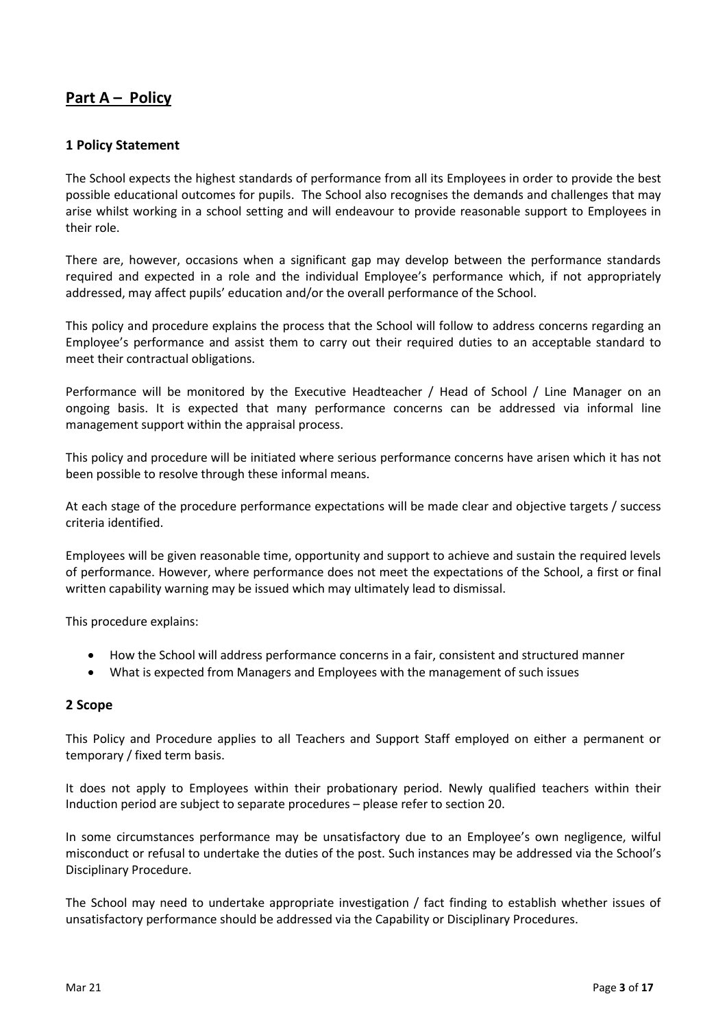# Part A – Policy

## 1 Policy Statement

The School expects the highest standards of performance from all its Employees in order to provide the best possible educational outcomes for pupils. The School also recognises the demands and challenges that may arise whilst working in a school setting and will endeavour to provide reasonable support to Employees in their role.

There are, however, occasions when a significant gap may develop between the performance standards required and expected in a role and the individual Employee's performance which, if not appropriately addressed, may affect pupils' education and/or the overall performance of the School.

This policy and procedure explains the process that the School will follow to address concerns regarding an Employee's performance and assist them to carry out their required duties to an acceptable standard to meet their contractual obligations.

Performance will be monitored by the Executive Headteacher / Head of School / Line Manager on an ongoing basis. It is expected that many performance concerns can be addressed via informal line management support within the appraisal process.

This policy and procedure will be initiated where serious performance concerns have arisen which it has not been possible to resolve through these informal means.

At each stage of the procedure performance expectations will be made clear and objective targets / success criteria identified.

Employees will be given reasonable time, opportunity and support to achieve and sustain the required levels of performance. However, where performance does not meet the expectations of the School, a first or final written capability warning may be issued which may ultimately lead to dismissal.

This procedure explains:

- How the School will address performance concerns in a fair, consistent and structured manner
- What is expected from Managers and Employees with the management of such issues

## 2 Scope

This Policy and Procedure applies to all Teachers and Support Staff employed on either a permanent or temporary / fixed term basis.

It does not apply to Employees within their probationary period. Newly qualified teachers within their Induction period are subject to separate procedures – please refer to section 20.

In some circumstances performance may be unsatisfactory due to an Employee's own negligence, wilful misconduct or refusal to undertake the duties of the post. Such instances may be addressed via the School's Disciplinary Procedure.

The School may need to undertake appropriate investigation / fact finding to establish whether issues of unsatisfactory performance should be addressed via the Capability or Disciplinary Procedures.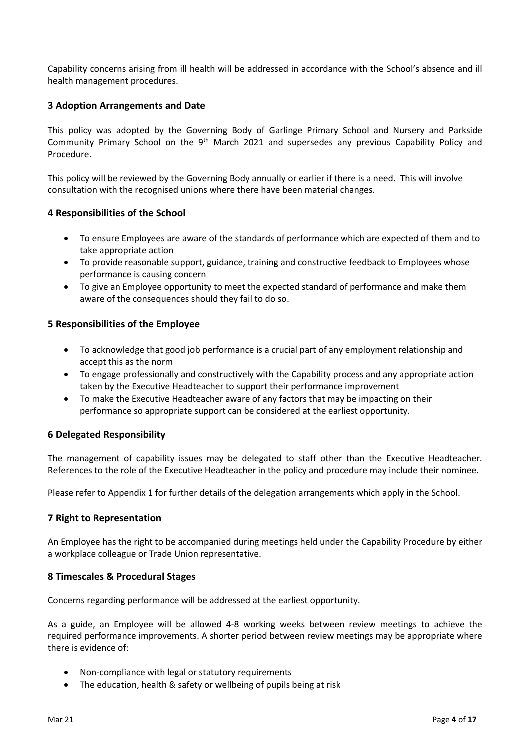Capability concerns arising from ill health will be addressed in accordance with the School's absence and ill health management procedures.

## 3 Adoption Arrangements and Date

This policy was adopted by the Governing Body of Garlinge Primary School and Nursery and Parkside Community Primary School on the 9th March 2021 and supersedes any previous Capability Policy and Procedure.

This policy will be reviewed by the Governing Body annually or earlier if there is a need. This will involve consultation with the recognised unions where there have been material changes.

## 4 Responsibilities of the School

- To ensure Employees are aware of the standards of performance which are expected of them and to take appropriate action
- To provide reasonable support, guidance, training and constructive feedback to Employees whose performance is causing concern
- To give an Employee opportunity to meet the expected standard of performance and make them aware of the consequences should they fail to do so.

## 5 Responsibilities of the Employee

- To acknowledge that good job performance is a crucial part of any employment relationship and accept this as the norm
- To engage professionally and constructively with the Capability process and any appropriate action taken by the Executive Headteacher to support their performance improvement
- To make the Executive Headteacher aware of any factors that may be impacting on their performance so appropriate support can be considered at the earliest opportunity.

## 6 Delegated Responsibility

The management of capability issues may be delegated to staff other than the Executive Headteacher. References to the role of the Executive Headteacher in the policy and procedure may include their nominee.

Please refer to Appendix 1 for further details of the delegation arrangements which apply in the School.

## 7 Right to Representation

An Employee has the right to be accompanied during meetings held under the Capability Procedure by either a workplace colleague or Trade Union representative.

## 8 Timescales & Procedural Stages

Concerns regarding performance will be addressed at the earliest opportunity.

As a guide, an Employee will be allowed 4-8 working weeks between review meetings to achieve the required performance improvements. A shorter period between review meetings may be appropriate where there is evidence of:

- Non-compliance with legal or statutory requirements
- The education, health & safety or wellbeing of pupils being at risk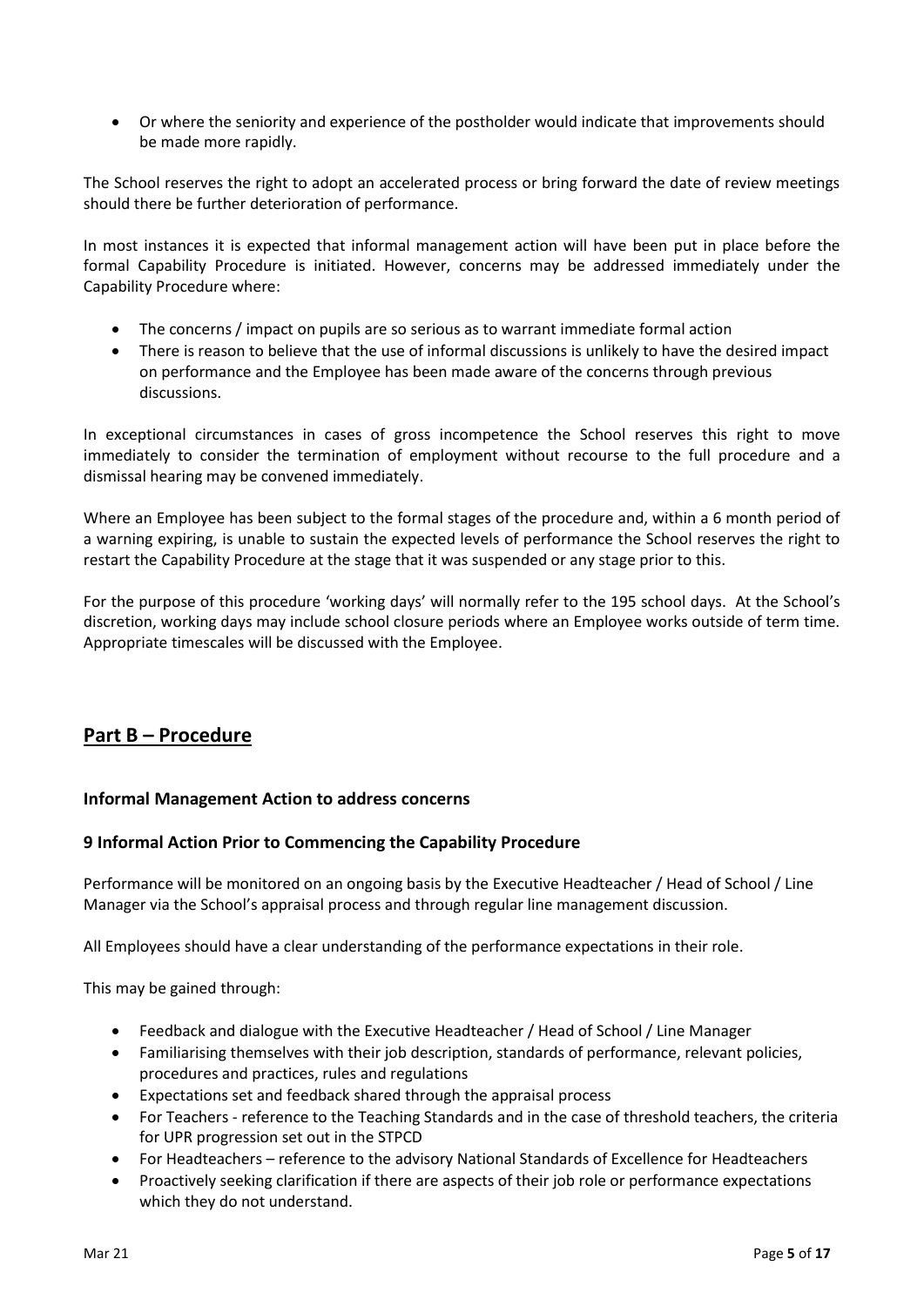- Or where the seniority and experience of the postholder would indicate that improvements should be made more rapidly.

The School reserves the right to adopt an accelerated process or bring forward the date of review meetings should there be further deterioration of performance.

In most instances it is expected that informal management action will have been put in place before the formal Capability Procedure is initiated. However, concerns may be addressed immediately under the Capability Procedure where:

- The concerns / impact on pupils are so serious as to warrant immediate formal action
- There is reason to believe that the use of informal discussions is unlikely to have the desired impact on performance and the Employee has been made aware of the concerns through previous discussions.

In exceptional circumstances in cases of gross incompetence the School reserves this right to move immediately to consider the termination of employment without recourse to the full procedure and a dismissal hearing may be convened immediately.

Where an Employee has been subject to the formal stages of the procedure and, within a 6 month period of a warning expiring, is unable to sustain the expected levels of performance the School reserves the right to restart the Capability Procedure at the stage that it was suspended or any stage prior to this.

For the purpose of this procedure 'working days' will normally refer to the 195 school days. At the School's discretion, working days may include school closure periods where an Employee works outside of term time. Appropriate timescales will be discussed with the Employee.

## Part B – Procedure

### Informal Management Action to address concerns

### 9 Informal Action Prior to Commencing the Capability Procedure

Performance will be monitored on an ongoing basis by the Executive Headteacher / Head of School / Line Manager via the School's appraisal process and through regular line management discussion.

All Employees should have a clear understanding of the performance expectations in their role.

This may be gained through:

- Feedback and dialogue with the Executive Headteacher / Head of School / Line Manager
- Familiarising themselves with their job description, standards of performance, relevant policies, procedures and practices, rules and regulations
- Expectations set and feedback shared through the appraisal process
- For Teachers - reference to the Teaching Standards and in the case of threshold teachers, the criteria for UPR progression set out in the STPCD
- For Headteachers – reference to the advisory National Standards of Excellence for Headteachers
- Proactively seeking clarification if there are aspects of their job role or performance expectations which they do not understand.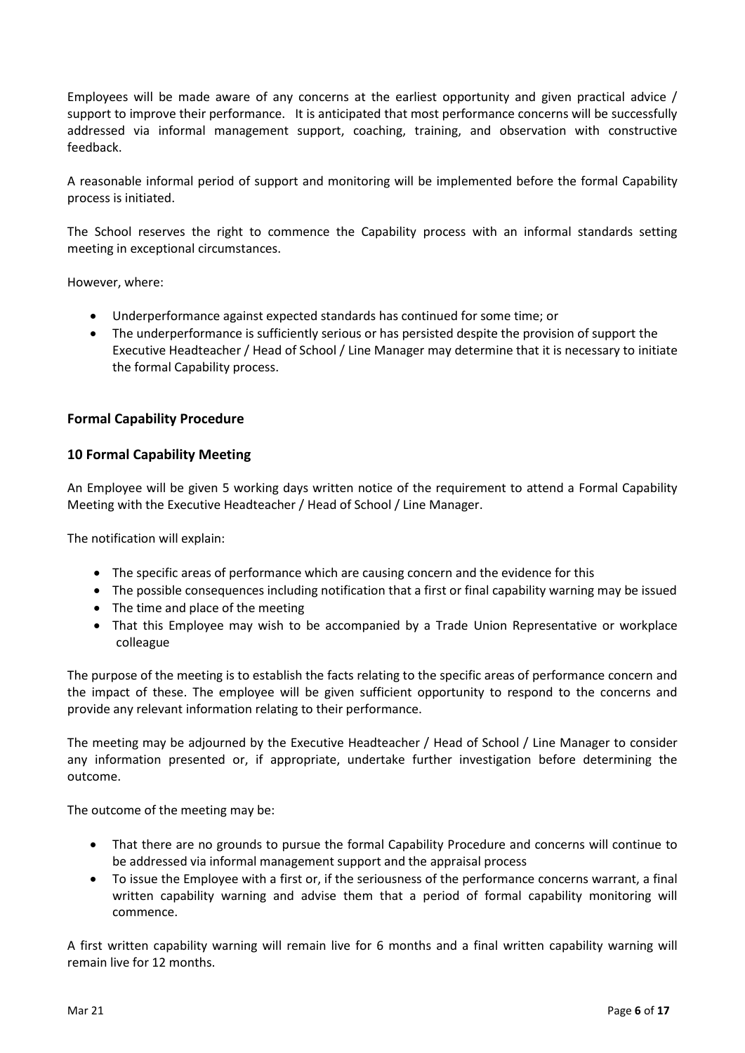Employees will be made aware of any concerns at the earliest opportunity and given practical advice / support to improve their performance. It is anticipated that most performance concerns will be successfully addressed via informal management support, coaching, training, and observation with constructive feedback.

A reasonable informal period of support and monitoring will be implemented before the formal Capability process is initiated.

The School reserves the right to commence the Capability process with an informal standards setting meeting in exceptional circumstances.

However, where:

- Underperformance against expected standards has continued for some time; or
- The underperformance is sufficiently serious or has persisted despite the provision of support the Executive Headteacher / Head of School / Line Manager may determine that it is necessary to initiate the formal Capability process.

## Formal Capability Procedure

### 10 Formal Capability Meeting

An Employee will be given 5 working days written notice of the requirement to attend a Formal Capability Meeting with the Executive Headteacher / Head of School / Line Manager.

The notification will explain:

- The specific areas of performance which are causing concern and the evidence for this
- The possible consequences including notification that a first or final capability warning may be issued
- The time and place of the meeting
- That this Employee may wish to be accompanied by a Trade Union Representative or workplace colleague

The purpose of the meeting is to establish the facts relating to the specific areas of performance concern and the impact of these. The employee will be given sufficient opportunity to respond to the concerns and provide any relevant information relating to their performance.

The meeting may be adjourned by the Executive Headteacher / Head of School / Line Manager to consider any information presented or, if appropriate, undertake further investigation before determining the outcome.

The outcome of the meeting may be:

- That there are no grounds to pursue the formal Capability Procedure and concerns will continue to be addressed via informal management support and the appraisal process
- To issue the Employee with a first or, if the seriousness of the performance concerns warrant, a final written capability warning and advise them that a period of formal capability monitoring will commence.

A first written capability warning will remain live for 6 months and a final written capability warning will remain live for 12 months.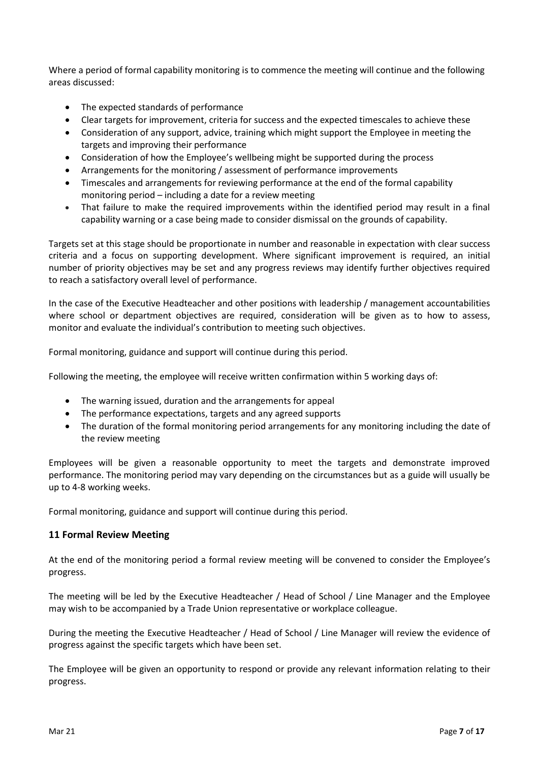Where a period of formal capability monitoring is to commence the meeting will continue and the following areas discussed:

- The expected standards of performance
- Clear targets for improvement, criteria for success and the expected timescales to achieve these
- Consideration of any support, advice, training which might support the Employee in meeting the targets and improving their performance
- Consideration of how the Employee's wellbeing might be supported during the process
- Arrangements for the monitoring / assessment of performance improvements
- Timescales and arrangements for reviewing performance at the end of the formal capability monitoring period – including a date for a review meeting
- That failure to make the required improvements within the identified period may result in a final capability warning or a case being made to consider dismissal on the grounds of capability.

Targets set at this stage should be proportionate in number and reasonable in expectation with clear success criteria and a focus on supporting development. Where significant improvement is required, an initial number of priority objectives may be set and any progress reviews may identify further objectives required to reach a satisfactory overall level of performance.

In the case of the Executive Headteacher and other positions with leadership / management accountabilities where school or department objectives are required, consideration will be given as to how to assess, monitor and evaluate the individual's contribution to meeting such objectives.

Formal monitoring, guidance and support will continue during this period.

Following the meeting, the employee will receive written confirmation within 5 working days of:

- The warning issued, duration and the arrangements for appeal
- The performance expectations, targets and any agreed supports
- The duration of the formal monitoring period arrangements for any monitoring including the date of the review meeting

Employees will be given a reasonable opportunity to meet the targets and demonstrate improved performance. The monitoring period may vary depending on the circumstances but as a guide will usually be up to 4-8 working weeks.

Formal monitoring, guidance and support will continue during this period.

### 11 Formal Review Meeting

At the end of the monitoring period a formal review meeting will be convened to consider the Employee's progress.

The meeting will be led by the Executive Headteacher / Head of School / Line Manager and the Employee may wish to be accompanied by a Trade Union representative or workplace colleague.

During the meeting the Executive Headteacher / Head of School / Line Manager will review the evidence of progress against the specific targets which have been set.

The Employee will be given an opportunity to respond or provide any relevant information relating to their progress.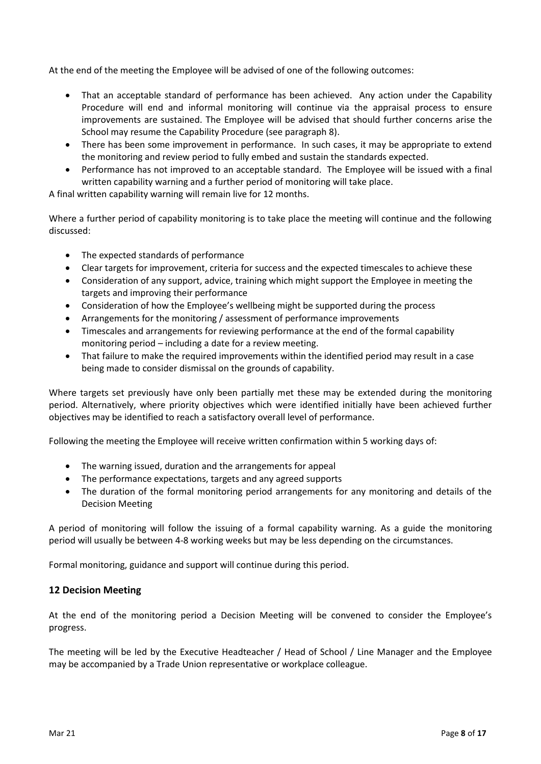At the end of the meeting the Employee will be advised of one of the following outcomes:

- That an acceptable standard of performance has been achieved. Any action under the Capability Procedure will end and informal monitoring will continue via the appraisal process to ensure improvements are sustained. The Employee will be advised that should further concerns arise the School may resume the Capability Procedure (see paragraph 8).
- There has been some improvement in performance. In such cases, it may be appropriate to extend the monitoring and review period to fully embed and sustain the standards expected.
- Performance has not improved to an acceptable standard. The Employee will be issued with a final written capability warning and a further period of monitoring will take place.

A final written capability warning will remain live for 12 months.

Where a further period of capability monitoring is to take place the meeting will continue and the following discussed:

- The expected standards of performance
- Clear targets for improvement, criteria for success and the expected timescales to achieve these
- Consideration of any support, advice, training which might support the Employee in meeting the targets and improving their performance
- Consideration of how the Employee's wellbeing might be supported during the process
- Arrangements for the monitoring / assessment of performance improvements
- Timescales and arrangements for reviewing performance at the end of the formal capability monitoring period – including a date for a review meeting.
- That failure to make the required improvements within the identified period may result in a case being made to consider dismissal on the grounds of capability.

Where targets set previously have only been partially met these may be extended during the monitoring period. Alternatively, where priority objectives which were identified initially have been achieved further objectives may be identified to reach a satisfactory overall level of performance.

Following the meeting the Employee will receive written confirmation within 5 working days of:

- The warning issued, duration and the arrangements for appeal
- The performance expectations, targets and any agreed supports
- The duration of the formal monitoring period arrangements for any monitoring and details of the Decision Meeting

A period of monitoring will follow the issuing of a formal capability warning. As a guide the monitoring period will usually be between 4-8 working weeks but may be less depending on the circumstances.

Formal monitoring, guidance and support will continue during this period.

## 12 Decision Meeting

At the end of the monitoring period a Decision Meeting will be convened to consider the Employee's progress.

The meeting will be led by the Executive Headteacher / Head of School / Line Manager and the Employee may be accompanied by a Trade Union representative or workplace colleague.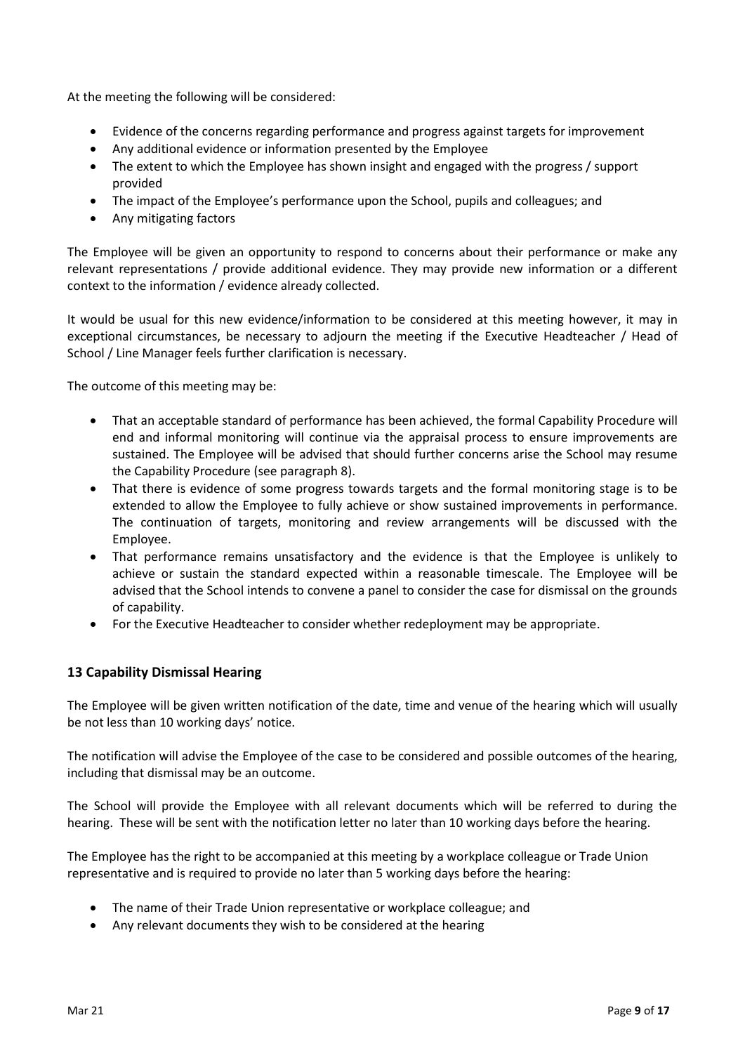At the meeting the following will be considered:

- Evidence of the concerns regarding performance and progress against targets for improvement
- Any additional evidence or information presented by the Employee
- The extent to which the Employee has shown insight and engaged with the progress / support provided
- The impact of the Employee's performance upon the School, pupils and colleagues; and
- Any mitigating factors

The Employee will be given an opportunity to respond to concerns about their performance or make any relevant representations / provide additional evidence. They may provide new information or a different context to the information / evidence already collected.

It would be usual for this new evidence/information to be considered at this meeting however, it may in exceptional circumstances, be necessary to adjourn the meeting if the Executive Headteacher / Head of School / Line Manager feels further clarification is necessary.

The outcome of this meeting may be:

- That an acceptable standard of performance has been achieved, the formal Capability Procedure will end and informal monitoring will continue via the appraisal process to ensure improvements are sustained. The Employee will be advised that should further concerns arise the School may resume the Capability Procedure (see paragraph 8).
- That there is evidence of some progress towards targets and the formal monitoring stage is to be extended to allow the Employee to fully achieve or show sustained improvements in performance. The continuation of targets, monitoring and review arrangements will be discussed with the Employee.
- That performance remains unsatisfactory and the evidence is that the Employee is unlikely to achieve or sustain the standard expected within a reasonable timescale. The Employee will be advised that the School intends to convene a panel to consider the case for dismissal on the grounds of capability.
- For the Executive Headteacher to consider whether redeployment may be appropriate.

## 13 Capability Dismissal Hearing

The Employee will be given written notification of the date, time and venue of the hearing which will usually be not less than 10 working days' notice.

The notification will advise the Employee of the case to be considered and possible outcomes of the hearing, including that dismissal may be an outcome.

The School will provide the Employee with all relevant documents which will be referred to during the hearing. These will be sent with the notification letter no later than 10 working days before the hearing.

The Employee has the right to be accompanied at this meeting by a workplace colleague or Trade Union representative and is required to provide no later than 5 working days before the hearing:

- The name of their Trade Union representative or workplace colleague; and
- Any relevant documents they wish to be considered at the hearing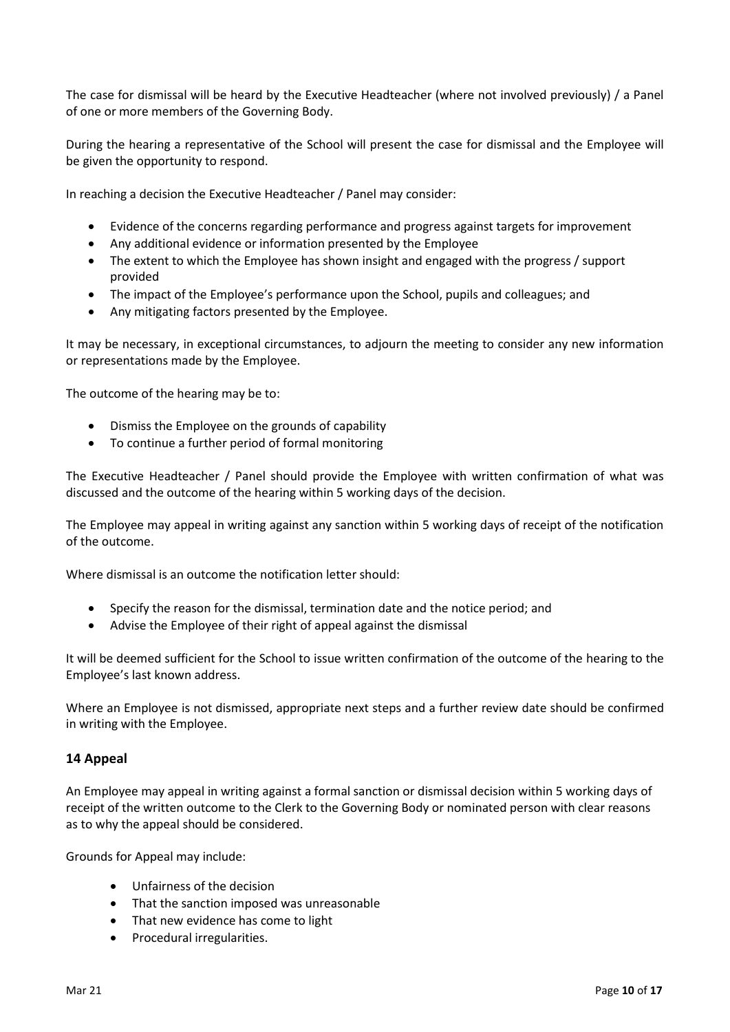The case for dismissal will be heard by the Executive Headteacher (where not involved previously) / a Panel of one or more members of the Governing Body.

During the hearing a representative of the School will present the case for dismissal and the Employee will be given the opportunity to respond.

In reaching a decision the Executive Headteacher / Panel may consider:

- Evidence of the concerns regarding performance and progress against targets for improvement
- Any additional evidence or information presented by the Employee
- The extent to which the Employee has shown insight and engaged with the progress / support provided
- The impact of the Employee's performance upon the School, pupils and colleagues; and
- Any mitigating factors presented by the Employee.

It may be necessary, in exceptional circumstances, to adjourn the meeting to consider any new information or representations made by the Employee.

The outcome of the hearing may be to:

- Dismiss the Employee on the grounds of capability
- To continue a further period of formal monitoring

The Executive Headteacher / Panel should provide the Employee with written confirmation of what was discussed and the outcome of the hearing within 5 working days of the decision.

The Employee may appeal in writing against any sanction within 5 working days of receipt of the notification of the outcome.

Where dismissal is an outcome the notification letter should:

- Specify the reason for the dismissal, termination date and the notice period; and
- Advise the Employee of their right of appeal against the dismissal

It will be deemed sufficient for the School to issue written confirmation of the outcome of the hearing to the Employee's last known address.

Where an Employee is not dismissed, appropriate next steps and a further review date should be confirmed in writing with the Employee.

### 14 Appeal

An Employee may appeal in writing against a formal sanction or dismissal decision within 5 working days of receipt of the written outcome to the Clerk to the Governing Body or nominated person with clear reasons as to why the appeal should be considered.

Grounds for Appeal may include:

- Unfairness of the decision
- That the sanction imposed was unreasonable
- That new evidence has come to light
- Procedural irregularities.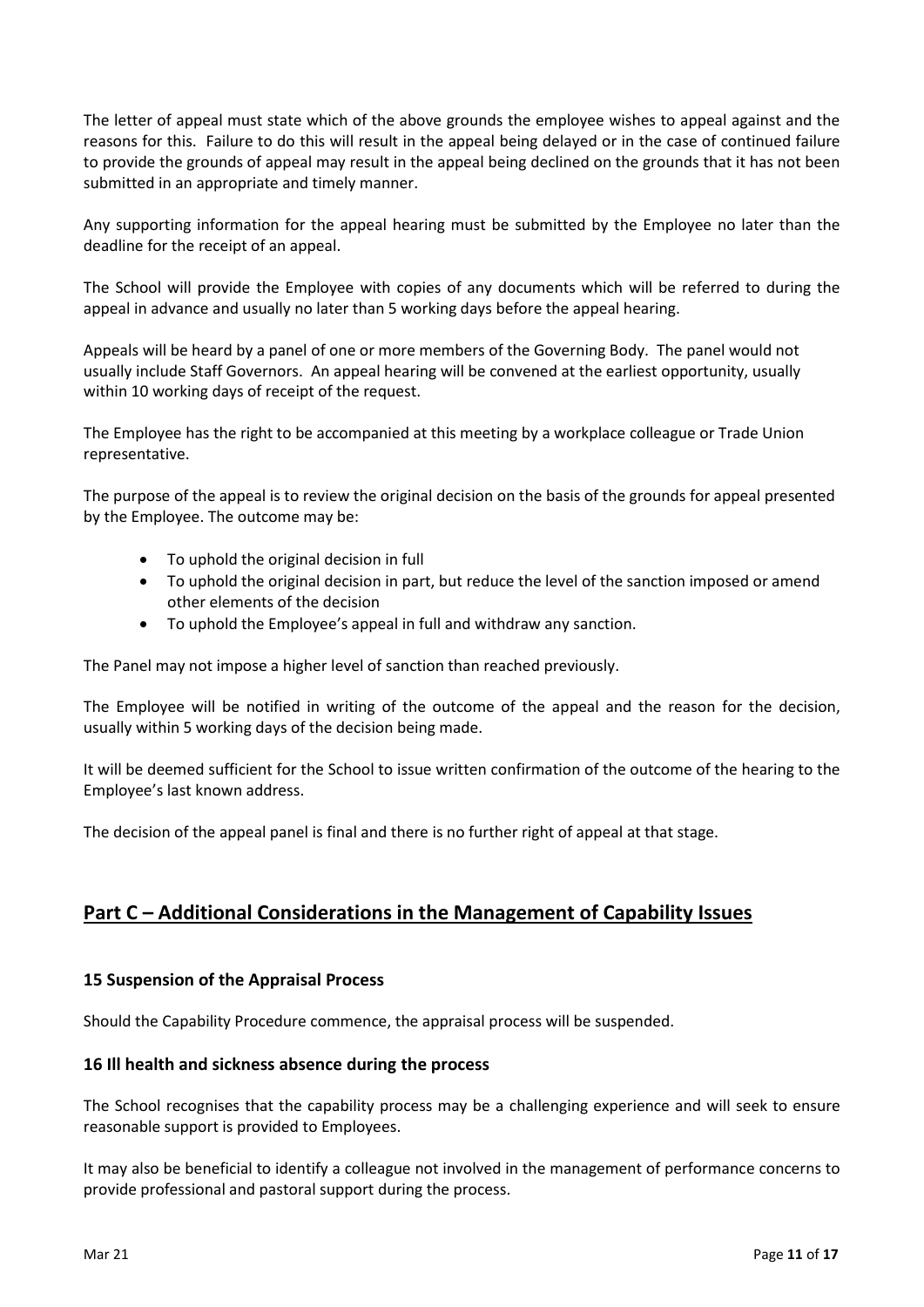The letter of appeal must state which of the above grounds the employee wishes to appeal against and the reasons for this. Failure to do this will result in the appeal being delayed or in the case of continued failure to provide the grounds of appeal may result in the appeal being declined on the grounds that it has not been submitted in an appropriate and timely manner.

Any supporting information for the appeal hearing must be submitted by the Employee no later than the deadline for the receipt of an appeal.

The School will provide the Employee with copies of any documents which will be referred to during the appeal in advance and usually no later than 5 working days before the appeal hearing.

Appeals will be heard by a panel of one or more members of the Governing Body. The panel would not usually include Staff Governors. An appeal hearing will be convened at the earliest opportunity, usually within 10 working days of receipt of the request.

The Employee has the right to be accompanied at this meeting by a workplace colleague or Trade Union representative.

The purpose of the appeal is to review the original decision on the basis of the grounds for appeal presented by the Employee. The outcome may be:

- To uphold the original decision in full
- To uphold the original decision in part, but reduce the level of the sanction imposed or amend other elements of the decision
- To uphold the Employee's appeal in full and withdraw any sanction.

The Panel may not impose a higher level of sanction than reached previously.

The Employee will be notified in writing of the outcome of the appeal and the reason for the decision, usually within 5 working days of the decision being made.

It will be deemed sufficient for the School to issue written confirmation of the outcome of the hearing to the Employee's last known address.

The decision of the appeal panel is final and there is no further right of appeal at that stage.

## Part C – Additional Considerations in the Management of Capability Issues

### 15 Suspension of the Appraisal Process

Should the Capability Procedure commence, the appraisal process will be suspended.

### 16 Ill health and sickness absence during the process

The School recognises that the capability process may be a challenging experience and will seek to ensure reasonable support is provided to Employees.

It may also be beneficial to identify a colleague not involved in the management of performance concerns to provide professional and pastoral support during the process.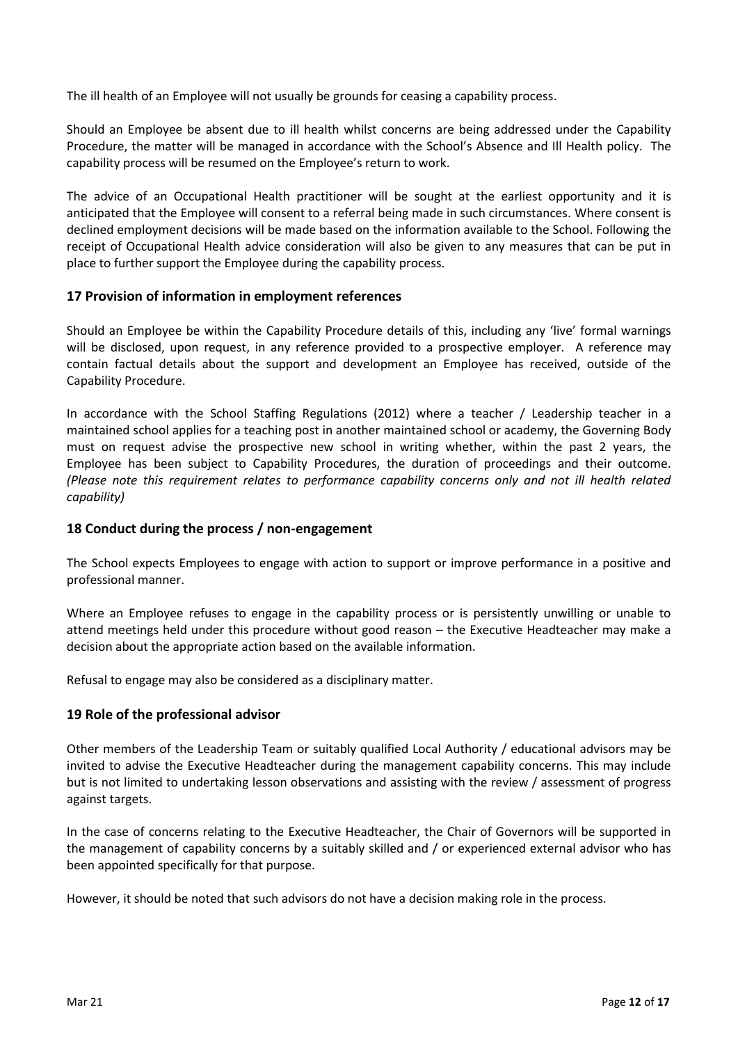The ill health of an Employee will not usually be grounds for ceasing a capability process.

Should an Employee be absent due to ill health whilst concerns are being addressed under the Capability Procedure, the matter will be managed in accordance with the School's Absence and Ill Health policy. The capability process will be resumed on the Employee's return to work.

The advice of an Occupational Health practitioner will be sought at the earliest opportunity and it is anticipated that the Employee will consent to a referral being made in such circumstances. Where consent is declined employment decisions will be made based on the information available to the School. Following the receipt of Occupational Health advice consideration will also be given to any measures that can be put in place to further support the Employee during the capability process.

## 17 Provision of information in employment references

Should an Employee be within the Capability Procedure details of this, including any 'live' formal warnings will be disclosed, upon request, in any reference provided to a prospective employer. A reference may contain factual details about the support and development an Employee has received, outside of the Capability Procedure.

In accordance with the School Staffing Regulations (2012) where a teacher / Leadership teacher in a maintained school applies for a teaching post in another maintained school or academy, the Governing Body must on request advise the prospective new school in writing whether, within the past 2 years, the Employee has been subject to Capability Procedures, the duration of proceedings and their outcome. *(Please note this requirement relates to performance capability concerns only and not ill health related capability)*

## 18 Conduct during the process / non-engagement

The School expects Employees to engage with action to support or improve performance in a positive and professional manner.

Where an Employee refuses to engage in the capability process or is persistently unwilling or unable to attend meetings held under this procedure without good reason – the Executive Headteacher may make a decision about the appropriate action based on the available information.

Refusal to engage may also be considered as a disciplinary matter.

## 19 Role of the professional advisor

Other members of the Leadership Team or suitably qualified Local Authority / educational advisors may be invited to advise the Executive Headteacher during the management capability concerns. This may include but is not limited to undertaking lesson observations and assisting with the review / assessment of progress against targets.

In the case of concerns relating to the Executive Headteacher, the Chair of Governors will be supported in the management of capability concerns by a suitably skilled and / or experienced external advisor who has been appointed specifically for that purpose.

However, it should be noted that such advisors do not have a decision making role in the process.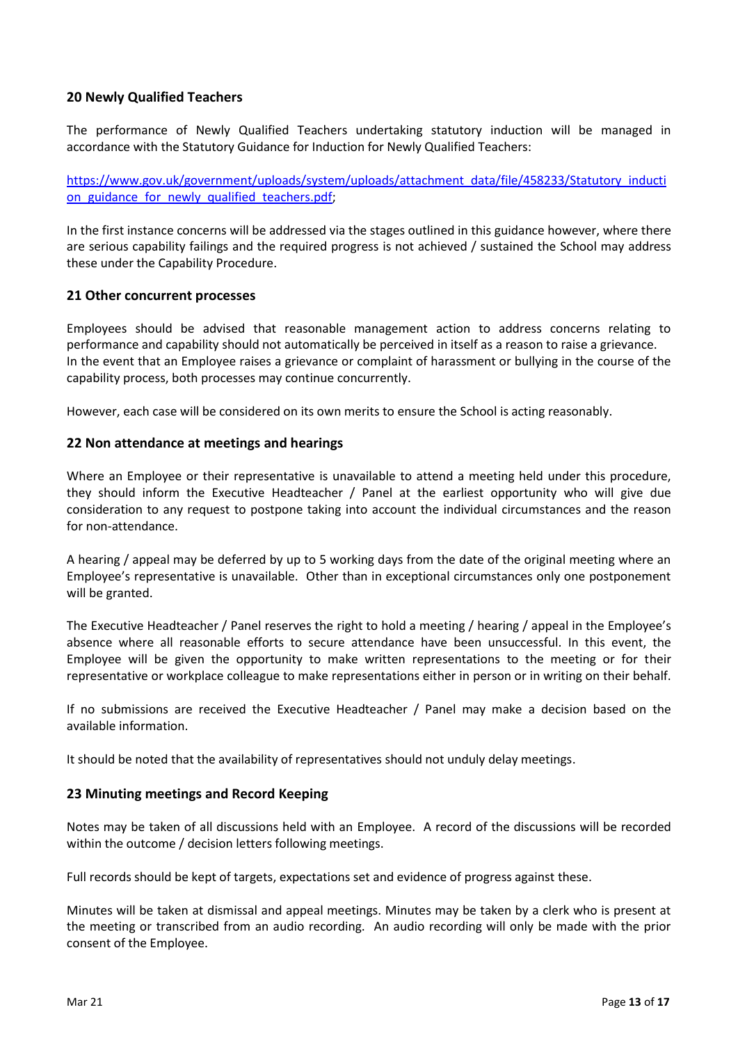## 20 Newly Qualified Teachers

The performance of Newly Qualified Teachers undertaking statutory induction will be managed in accordance with the Statutory Guidance for Induction for Newly Qualified Teachers:

[https://www.gov.uk/government/uploads/system/uploads/attachment_data/file/458233/Statutory_induction_guidance_for_newly_qualified_teachers.pdf](https://www.gov.uk/government/uploads/system/uploads/attachment_data/file/458233/Statutory_induction_guidance_for_newly_qualified_teachers.pdf);

In the first instance concerns will be addressed via the stages outlined in this guidance however, where there are serious capability failings and the required progress is not achieved / sustained the School may address these under the Capability Procedure.

## 21 Other concurrent processes

Employees should be advised that reasonable management action to address concerns relating to performance and capability should not automatically be perceived in itself as a reason to raise a grievance. In the event that an Employee raises a grievance or complaint of harassment or bullying in the course of the capability process, both processes may continue concurrently.

However, each case will be considered on its own merits to ensure the School is acting reasonably.

## 22 Non attendance at meetings and hearings

Where an Employee or their representative is unavailable to attend a meeting held under this procedure, they should inform the Executive Headteacher / Panel at the earliest opportunity who will give due consideration to any request to postpone taking into account the individual circumstances and the reason for non-attendance.

A hearing / appeal may be deferred by up to 5 working days from the date of the original meeting where an Employee's representative is unavailable. Other than in exceptional circumstances only one postponement will be granted.

The Executive Headteacher / Panel reserves the right to hold a meeting / hearing / appeal in the Employee's absence where all reasonable efforts to secure attendance have been unsuccessful. In this event, the Employee will be given the opportunity to make written representations to the meeting or for their representative or workplace colleague to make representations either in person or in writing on their behalf.

If no submissions are received the Executive Headteacher / Panel may make a decision based on the available information.

It should be noted that the availability of representatives should not unduly delay meetings.

## 23 Minuting meetings and Record Keeping

Notes may be taken of all discussions held with an Employee. A record of the discussions will be recorded within the outcome / decision letters following meetings.

Full records should be kept of targets, expectations set and evidence of progress against these.

Minutes will be taken at dismissal and appeal meetings. Minutes may be taken by a clerk who is present at the meeting or transcribed from an audio recording. An audio recording will only be made with the prior consent of the Employee.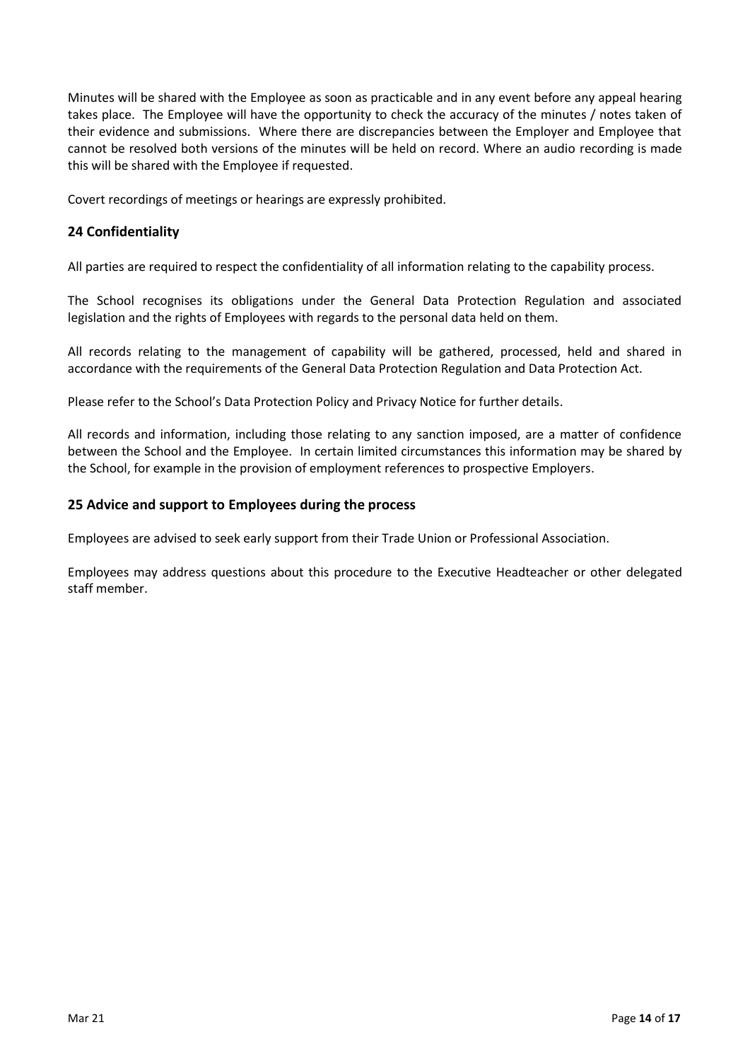Minutes will be shared with the Employee as soon as practicable and in any event before any appeal hearing takes place. The Employee will have the opportunity to check the accuracy of the minutes / notes taken of their evidence and submissions. Where there are discrepancies between the Employer and Employee that cannot be resolved both versions of the minutes will be held on record. Where an audio recording is made this will be shared with the Employee if requested.

Covert recordings of meetings or hearings are expressly prohibited.

## 24 Confidentiality

All parties are required to respect the confidentiality of all information relating to the capability process.

The School recognises its obligations under the General Data Protection Regulation and associated legislation and the rights of Employees with regards to the personal data held on them.

All records relating to the management of capability will be gathered, processed, held and shared in accordance with the requirements of the General Data Protection Regulation and Data Protection Act.

Please refer to the School's Data Protection Policy and Privacy Notice for further details.

All records and information, including those relating to any sanction imposed, are a matter of confidence between the School and the Employee. In certain limited circumstances this information may be shared by the School, for example in the provision of employment references to prospective Employers.

## 25 Advice and support to Employees during the process

Employees are advised to seek early support from their Trade Union or Professional Association.

Employees may address questions about this procedure to the Executive Headteacher or other delegated staff member.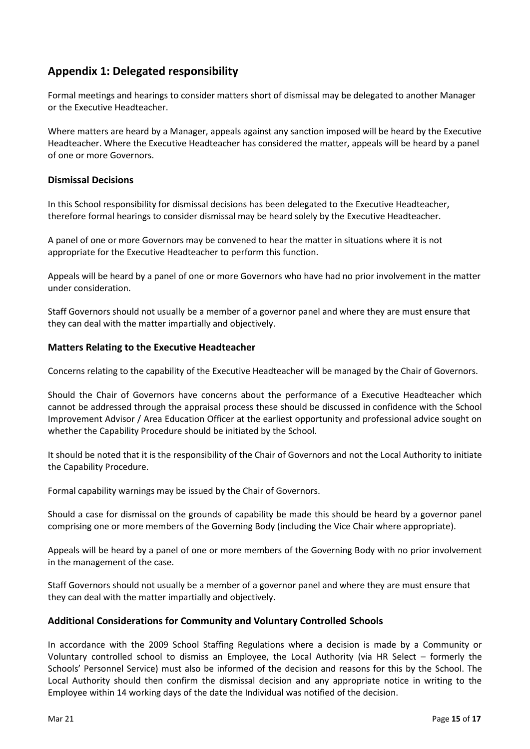## Appendix 1: Delegated responsibility

Formal meetings and hearings to consider matters short of dismissal may be delegated to another Manager or the Executive Headteacher.

Where matters are heard by a Manager, appeals against any sanction imposed will be heard by the Executive Headteacher. Where the Executive Headteacher has considered the matter, appeals will be heard by a panel of one or more Governors.

### Dismissal Decisions

In this School responsibility for dismissal decisions has been delegated to the Executive Headteacher, therefore formal hearings to consider dismissal may be heard solely by the Executive Headteacher.

A panel of one or more Governors may be convened to hear the matter in situations where it is not appropriate for the Executive Headteacher to perform this function.

Appeals will be heard by a panel of one or more Governors who have had no prior involvement in the matter under consideration.

Staff Governors should not usually be a member of a governor panel and where they are must ensure that they can deal with the matter impartially and objectively.

### Matters Relating to the Executive Headteacher

Concerns relating to the capability of the Executive Headteacher will be managed by the Chair of Governors.

Should the Chair of Governors have concerns about the performance of a Executive Headteacher which cannot be addressed through the appraisal process these should be discussed in confidence with the School Improvement Advisor / Area Education Officer at the earliest opportunity and professional advice sought on whether the Capability Procedure should be initiated by the School.

It should be noted that it is the responsibility of the Chair of Governors and not the Local Authority to initiate the Capability Procedure.

Formal capability warnings may be issued by the Chair of Governors.

Should a case for dismissal on the grounds of capability be made this should be heard by a governor panel comprising one or more members of the Governing Body (including the Vice Chair where appropriate).

Appeals will be heard by a panel of one or more members of the Governing Body with no prior involvement in the management of the case.

Staff Governors should not usually be a member of a governor panel and where they are must ensure that they can deal with the matter impartially and objectively.

### Additional Considerations for Community and Voluntary Controlled Schools

In accordance with the 2009 School Staffing Regulations where a decision is made by a Community or Voluntary controlled school to dismiss an Employee, the Local Authority (via HR Select – formerly the Schools' Personnel Service) must also be informed of the decision and reasons for this by the School. The Local Authority should then confirm the dismissal decision and any appropriate notice in writing to the Employee within 14 working days of the date the Individual was notified of the decision.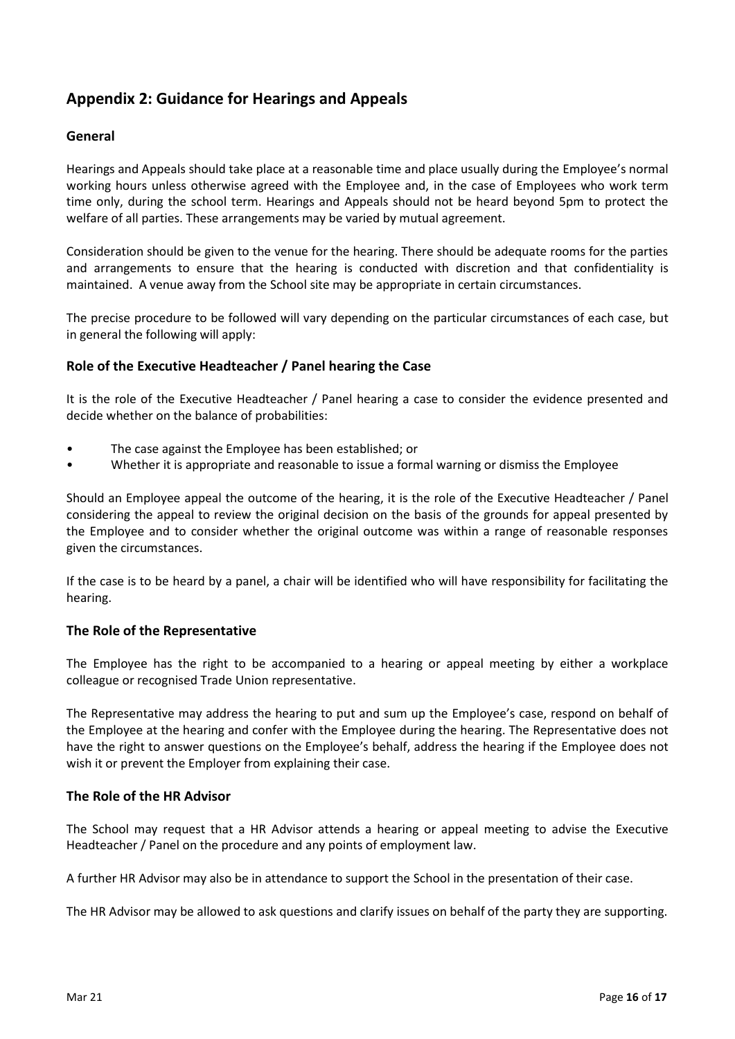## Appendix 2: Guidance for Hearings and Appeals

### General

Hearings and Appeals should take place at a reasonable time and place usually during the Employee's normal working hours unless otherwise agreed with the Employee and, in the case of Employees who work term time only, during the school term. Hearings and Appeals should not be heard beyond 5pm to protect the welfare of all parties. These arrangements may be varied by mutual agreement.

Consideration should be given to the venue for the hearing. There should be adequate rooms for the parties and arrangements to ensure that the hearing is conducted with discretion and that confidentiality is maintained. A venue away from the School site may be appropriate in certain circumstances.

The precise procedure to be followed will vary depending on the particular circumstances of each case, but in general the following will apply:

### Role of the Executive Headteacher / Panel hearing the Case

It is the role of the Executive Headteacher / Panel hearing a case to consider the evidence presented and decide whether on the balance of probabilities:

- The case against the Employee has been established; or
- Whether it is appropriate and reasonable to issue a formal warning or dismiss the Employee

Should an Employee appeal the outcome of the hearing, it is the role of the Executive Headteacher / Panel considering the appeal to review the original decision on the basis of the grounds for appeal presented by the Employee and to consider whether the original outcome was within a range of reasonable responses given the circumstances.

If the case is to be heard by a panel, a chair will be identified who will have responsibility for facilitating the hearing.

### The Role of the Representative

The Employee has the right to be accompanied to a hearing or appeal meeting by either a workplace colleague or recognised Trade Union representative.

The Representative may address the hearing to put and sum up the Employee's case, respond on behalf of the Employee at the hearing and confer with the Employee during the hearing. The Representative does not have the right to answer questions on the Employee's behalf, address the hearing if the Employee does not wish it or prevent the Employer from explaining their case.

### The Role of the HR Advisor

The School may request that a HR Advisor attends a hearing or appeal meeting to advise the Executive Headteacher / Panel on the procedure and any points of employment law.

A further HR Advisor may also be in attendance to support the School in the presentation of their case.

The HR Advisor may be allowed to ask questions and clarify issues on behalf of the party they are supporting.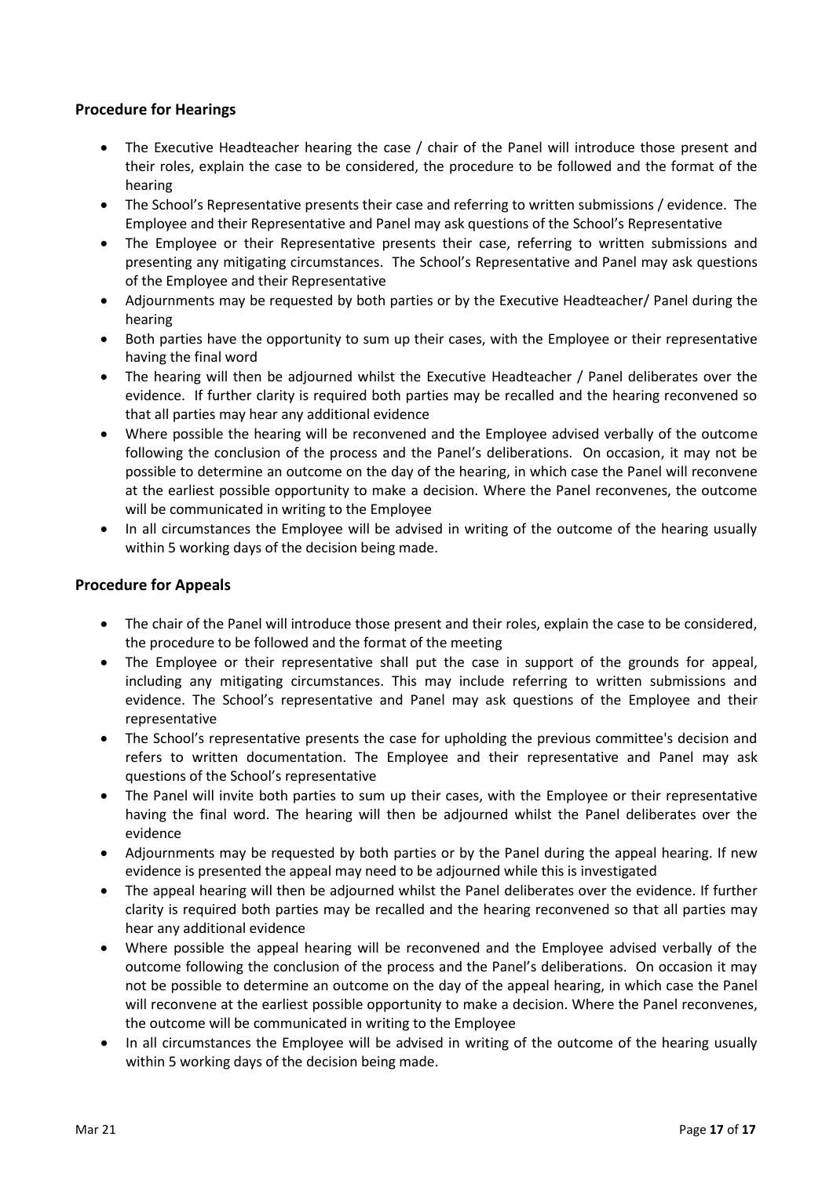## Procedure for Hearings

- The Executive Headteacher hearing the case / chair of the Panel will introduce those present and their roles, explain the case to be considered, the procedure to be followed and the format of the hearing
- The School's Representative presents their case and referring to written submissions / evidence. The Employee and their Representative and Panel may ask questions of the School's Representative
- The Employee or their Representative presents their case, referring to written submissions and presenting any mitigating circumstances. The School's Representative and Panel may ask questions of the Employee and their Representative
- Adjournments may be requested by both parties or by the Executive Headteacher/ Panel during the hearing
- Both parties have the opportunity to sum up their cases, with the Employee or their representative having the final word
- The hearing will then be adjourned whilst the Executive Headteacher / Panel deliberates over the evidence. If further clarity is required both parties may be recalled and the hearing reconvened so that all parties may hear any additional evidence
- Where possible the hearing will be reconvened and the Employee advised verbally of the outcome following the conclusion of the process and the Panel's deliberations. On occasion, it may not be possible to determine an outcome on the day of the hearing, in which case the Panel will reconvene at the earliest possible opportunity to make a decision. Where the Panel reconvenes, the outcome will be communicated in writing to the Employee
- In all circumstances the Employee will be advised in writing of the outcome of the hearing usually within 5 working days of the decision being made.

## Procedure for Appeals

- The chair of the Panel will introduce those present and their roles, explain the case to be considered, the procedure to be followed and the format of the meeting
- The Employee or their representative shall put the case in support of the grounds for appeal, including any mitigating circumstances. This may include referring to written submissions and evidence. The School's representative and Panel may ask questions of the Employee and their representative
- The School's representative presents the case for upholding the previous committee's decision and refers to written documentation. The Employee and their representative and Panel may ask questions of the School's representative
- The Panel will invite both parties to sum up their cases, with the Employee or their representative having the final word. The hearing will then be adjourned whilst the Panel deliberates over the evidence
- Adjournments may be requested by both parties or by the Panel during the appeal hearing. If new evidence is presented the appeal may need to be adjourned while this is investigated
- The appeal hearing will then be adjourned whilst the Panel deliberates over the evidence. If further clarity is required both parties may be recalled and the hearing reconvened so that all parties may hear any additional evidence
- Where possible the appeal hearing will be reconvened and the Employee advised verbally of the outcome following the conclusion of the process and the Panel's deliberations. On occasion it may not be possible to determine an outcome on the day of the appeal hearing, in which case the Panel will reconvene at the earliest possible opportunity to make a decision. Where the Panel reconvenes, the outcome will be communicated in writing to the Employee
- In all circumstances the Employee will be advised in writing of the outcome of the hearing usually within 5 working days of the decision being made.